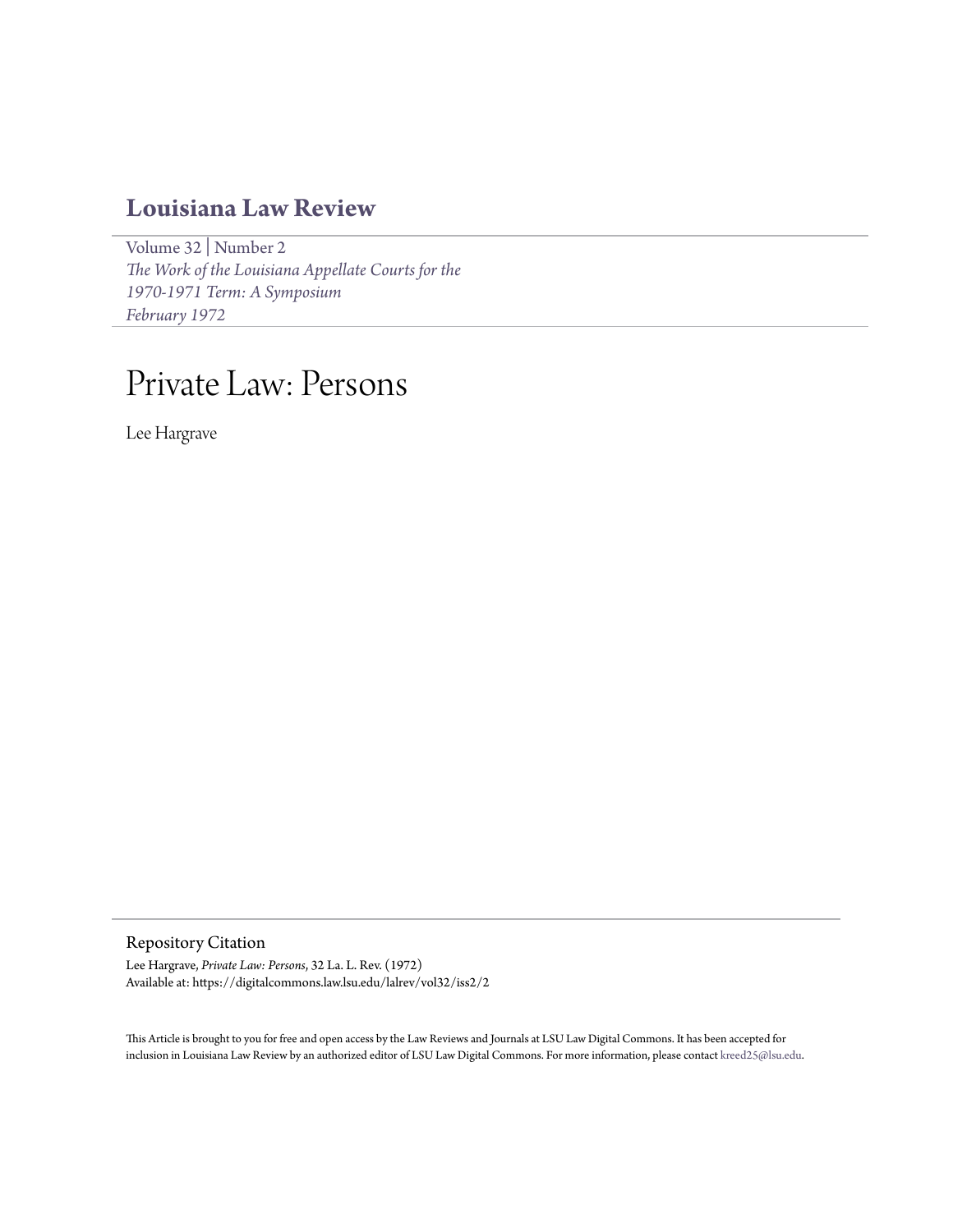# Louisiana Law Review

Volume 32 | Number 2
*The Work of the Louisiana Appellate Courts for the 1970-1971 Term: A Symposium*
*February 1972*

# Private Law: Persons

Lee Hargrave

## Repository Citation

Lee Hargrave, *Private Law: Persons*, 32 La. L. Rev. (1972)
Available at: https://digitalcommons.law.lsu.edu/lalrev/vol32/iss2/2

This Article is brought to you for free and open access by the Law Reviews and Journals at LSU Law Digital Commons. It has been accepted for inclusion in Louisiana Law Review by an authorized editor of LSU Law Digital Commons. For more information, please contact kreed25@lsu.edu.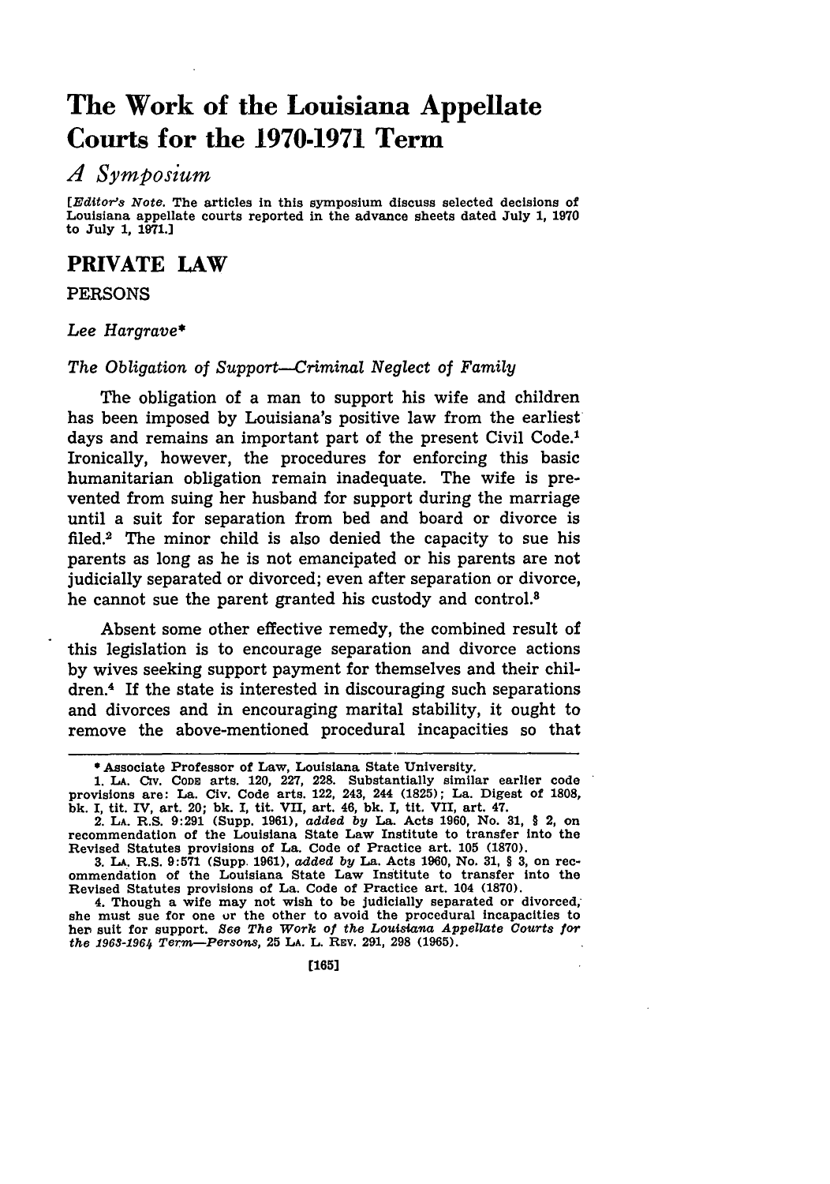# The Work of the Louisiana Appellate Courts for the 1970-1971 Term

## *A Symposium*

[*Editor's Note.* The articles in this symposium discuss selected decisions of Louisiana appellate courts reported in the advance sheets dated July 1, 1970 to July 1, 1971.]

## PRIVATE LAW

### PERSONS

*Lee Hargrave\**

#### *The Obligation of Support—Criminal Neglect of Family*

The obligation of a man to support his wife and children has been imposed by Louisiana's positive law from the earliest days and remains an important part of the present Civil Code.[1] Ironically, however, the procedures for enforcing this basic humanitarian obligation remain inadequate. The wife is prevented from suing her husband for support during the marriage until a suit for separation from bed and board or divorce is filed.[2] The minor child is also denied the capacity to sue his parents as long as he is not emancipated or his parents are not judicially separated or divorced; even after separation or divorce, he cannot sue the parent granted his custody and control.[3]

Absent some other effective remedy, the combined result of this legislation is to encourage separation and divorce actions by wives seeking support payment for themselves and their children.[4] If the state is interested in discouraging such separations and divorces and in encouraging marital stability, it ought to remove the above-mentioned procedural incapacities so that

---

\* Associate Professor of Law, Louisiana State University.

1. LA. CIV. CODE arts. 120, 227, 228. Substantially similar earlier code provisions are: La. Civ. Code arts. 122, 243, 244 (1825); La. Digest of 1808, bk. I, tit. IV, art. 20; bk. I, tit. VII, art. 46, bk. I, tit. VII, art. 47.

2. LA. R.S. 9:291 (Supp. 1961), *added by* La. Acts 1960, No. 31, § 2, on recommendation of the Louisiana State Law Institute to transfer into the Revised Statutes provisions of La. Code of Practice art. 105 (1870).

3. LA. R.S. 9:571 (Supp. 1961), *added by* La. Acts 1960, No. 31, § 3, on recommendation of the Louisiana State Law Institute to transfer into the Revised Statutes provisions of La. Code of Practice art. 104 (1870).

4. Though a wife may not wish to be judicially separated or divorced, she must sue for one or the other to avoid the procedural incapacities to her suit for support. *See The Work of the Louisiana Appellate Courts for the 1963-1964 Term—Persons*, 25 LA. L. REV. 291, 298 (1965).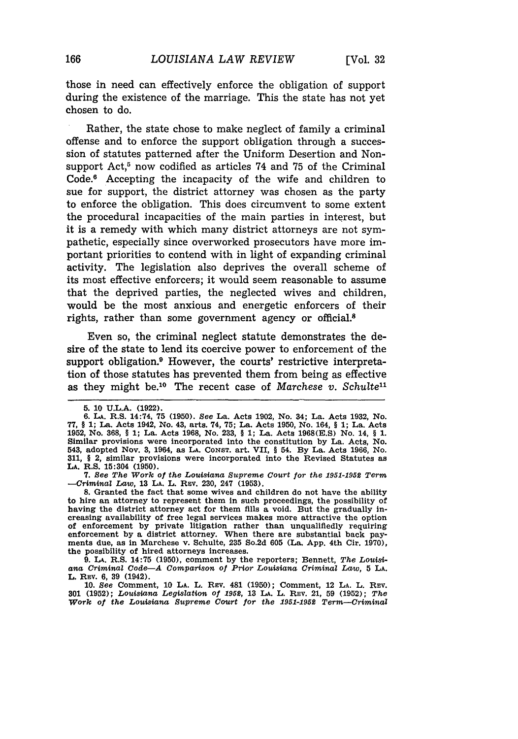those in need can effectively enforce the obligation of support during the existence of the marriage. This the state has not yet chosen to do.

Rather, the state chose to make neglect of family a criminal offense and to enforce the support obligation through a succession of statutes patterned after the Uniform Desertion and Nonsupport Act,[5] now codified as articles 74 and 75 of the Criminal Code.[6] Accepting the incapacity of the wife and children to sue for support, the district attorney was chosen as the party to enforce the obligation. This does circumvent to some extent the procedural incapacities of the main parties in interest, but it is a remedy with which many district attorneys are not sympathetic, especially since overworked prosecutors have more important priorities to contend with in light of expanding criminal activity. The legislation also deprives the overall scheme of its most effective enforcers; it would seem reasonable to assume that the deprived parties, the neglected wives and children, would be the most anxious and energetic enforcers of their rights, rather than some government agency or official.[8]

Even so, the criminal neglect statute demonstrates the desire of the state to lend its coercive power to enforcement of the support obligation.[9] However, the courts' restrictive interpretation of those statutes has prevented them from being as effective as they might be.[10] The recent case of *Marchese v. Schulte*[11]

---

5. 10 U.L.A. (1922).

6. LA. R.S. 14:74, 75 (1950). *See* La. Acts 1902, No. 34; La. Acts 1932, No. 77, § 1; La. Acts 1942, No. 43, arts. 74, 75; La. Acts 1950, No. 164, § 1; La. Acts 1952, No. 368, § 1; La. Acts 1968, No. 233, § 1; La. Acts 1968(E.S) No. 14, § 1. Similar provisions were incorporated into the constitution by La. Acts, No. 543, adopted Nov. 3, 1964, as LA. CONST. art. VII, § 54. By La. Acts 1966, No. 311, § 2, similar provisions were incorporated into the Revised Statutes as LA. R.S. 15:304 (1950).

7. *See The Work of the Louisiana Supreme Court for the 1951-1952 Term —Criminal Law*, 13 LA. L. REV. 230, 247 (1953).

8. Granted the fact that some wives and children do not have the ability to hire an attorney to represent them in such proceedings, the possibility of having the district attorney act for them fills a void. But the gradually increasing availability of free legal services makes more attractive the option of enforcement by private litigation rather than unqualifiedly requiring enforcement by a district attorney. When there are substantial back payments due, as in Marchese v. Schulte, 235 So.2d 605 (La. App. 4th Cir. 1970), the possibility of hired attorneys increases.

9. LA. R.S. 14:75 (1950), comment by the reporters; Bennett, *The Louisiana Criminal Code—A Comparison of Prior Louisiana Criminal Law*, 5 LA. L. REV. 6, 39 (1942).

10. *See* Comment, 10 LA. L. REV. 481 (1950); Comment, 12 LA. L. REV. 301 (1952); *Louisiana Legislation of 1952*, 13 LA. L. REV. 21, 59 (1952); *The Work of the Louisiana Supreme Court for the 1951-1952 Term—Criminal*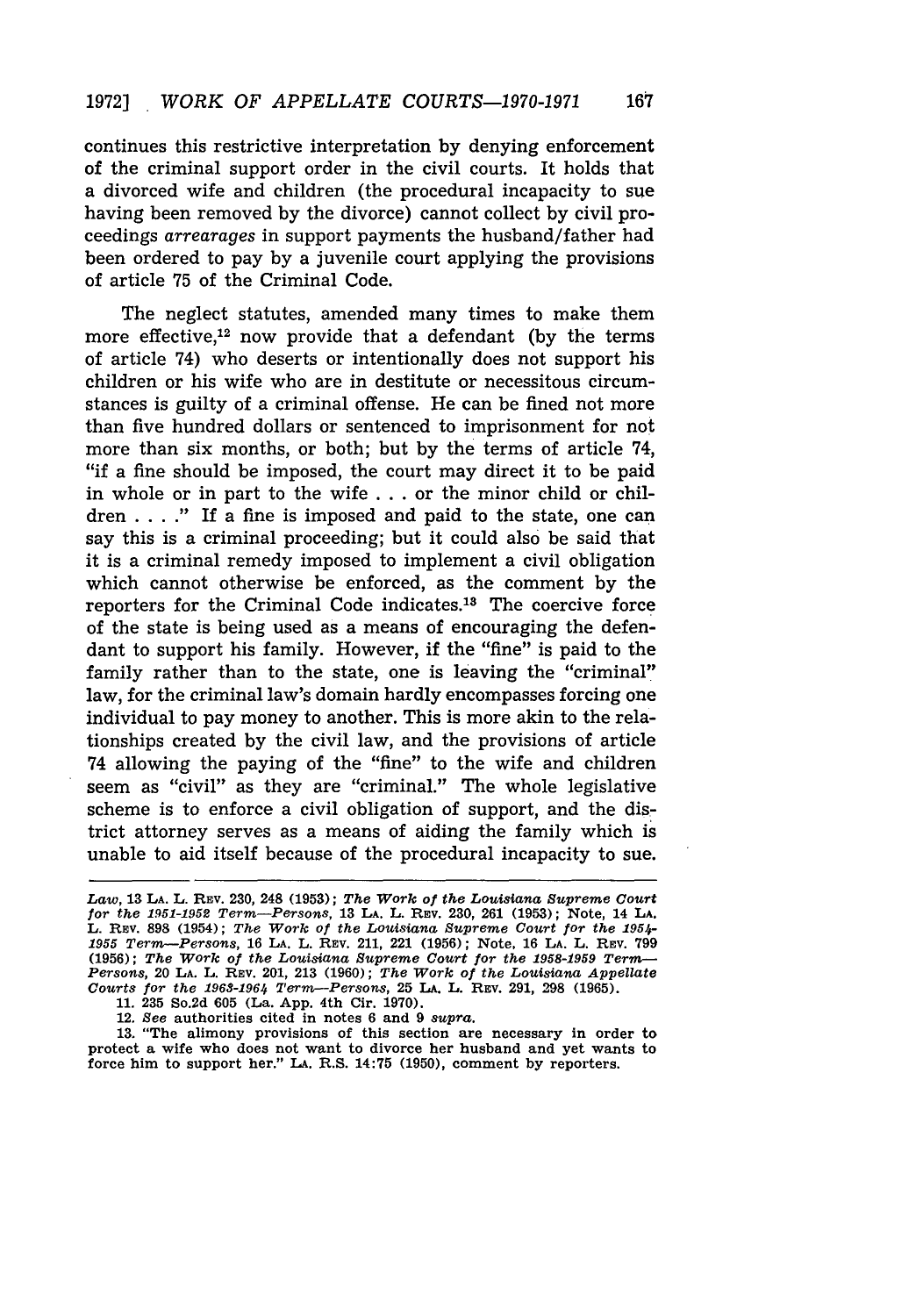continues this restrictive interpretation by denying enforcement of the criminal support order in the civil courts. It holds that a divorced wife and children (the procedural incapacity to sue having been removed by the divorce) cannot collect by civil proceedings *arrearages* in support payments the husband/father had been ordered to pay by a juvenile court applying the provisions of article 75 of the Criminal Code.

The neglect statutes, amended many times to make them more effective,[12] now provide that a defendant (by the terms of article 74) who deserts or intentionally does not support his children or his wife who are in destitute or necessitous circumstances is guilty of a criminal offense. He can be fined not more than five hundred dollars or sentenced to imprisonment for not more than six months, or both; but by the terms of article 74, "if a fine should be imposed, the court may direct it to be paid in whole or in part to the wife . . . or the minor child or children . . . ." If a fine is imposed and paid to the state, one can say this is a criminal proceeding; but it could also be said that it is a criminal remedy imposed to implement a civil obligation which cannot otherwise be enforced, as the comment by the reporters for the Criminal Code indicates.[13] The coercive force of the state is being used as a means of encouraging the defendant to support his family. However, if the "fine" is paid to the family rather than to the state, one is leaving the "criminal" law, for the criminal law's domain hardly encompasses forcing one individual to pay money to another. This is more akin to the relationships created by the civil law, and the provisions of article 74 allowing the paying of the "fine" to the wife and children seem as "civil" as they are "criminal." The whole legislative scheme is to enforce a civil obligation of support, and the district attorney serves as a means of aiding the family which is unable to aid itself because of the procedural incapacity to sue.

---

*Law*, 13 LA. L. REV. 230, 248 (1953); *The Work of the Louisiana Supreme Court for the 1951-1952 Term—Persons*, 13 LA. L. REV. 230, 261 (1953); Note, 14 LA. L. REV. 898 (1954); *The Work of the Louisiana Supreme Court for the 1954-1955 Term—Persons*, 16 LA. L. REV. 211, 221 (1956); Note, 16 LA. L. REV. 799 (1956); *The Work of the Louisiana Supreme Court for the 1958-1959 Term—Persons*, 20 LA. L. REV. 201, 213 (1960); *The Work of the Louisiana Appellate Courts for the 1963-1964 Term—Persons*, 25 LA. L. REV. 291, 298 (1965).

11. 235 So.2d 605 (La. App. 4th Cir. 1970).

12. *See* authorities cited in notes 6 and 9 *supra*.

13. "The alimony provisions of this section are necessary in order to protect a wife who does not want to divorce her husband and yet wants to force him to support her." LA. R.S. 14:75 (1950), comment by reporters.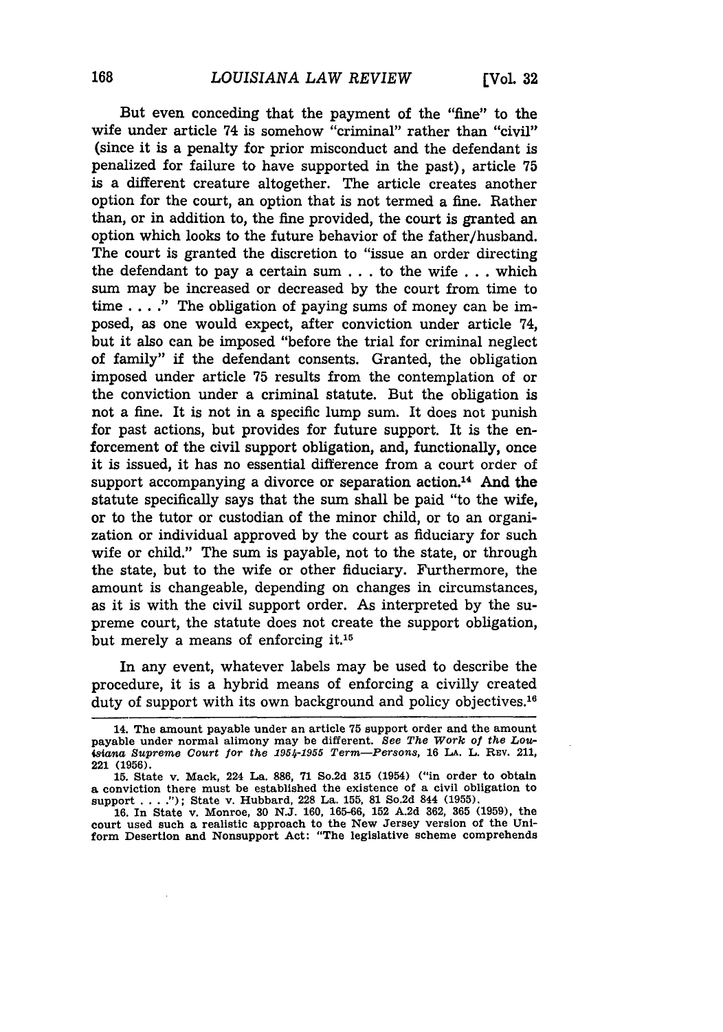But even conceding that the payment of the "fine" to the wife under article 74 is somehow "criminal" rather than "civil" (since it is a penalty for prior misconduct and the defendant is penalized for failure to have supported in the past), article 75 is a different creature altogether. The article creates another option for the court, an option that is not termed a fine. Rather than, or in addition to, the fine provided, the court is granted an option which looks to the future behavior of the father/husband. The court is granted the discretion to "issue an order directing the defendant to pay a certain sum . . . to the wife . . . which sum may be increased or decreased by the court from time to time . . . ." The obligation of paying sums of money can be imposed, as one would expect, after conviction under article 74, but it also can be imposed "before the trial for criminal neglect of family" if the defendant consents. Granted, the obligation imposed under article 75 results from the contemplation of or the conviction under a criminal statute. But the obligation is not a fine. It is not in a specific lump sum. It does not punish for past actions, but provides for future support. It is the enforcement of the civil support obligation, and, functionally, once it is issued, it has no essential difference from a court order of support accompanying a divorce or separation action.[14] And the statute specifically says that the sum shall be paid "to the wife, or to the tutor or custodian of the minor child, or to an organization or individual approved by the court as fiduciary for such wife or child." The sum is payable, not to the state, or through the state, but to the wife or other fiduciary. Furthermore, the amount is changeable, depending on changes in circumstances, as it is with the civil support order. As interpreted by the supreme court, the statute does not create the support obligation, but merely a means of enforcing it.[15]

In any event, whatever labels may be used to describe the procedure, it is a hybrid means of enforcing a civilly created duty of support with its own background and policy objectives.[16]

14. The amount payable under an article 75 support order and the amount payable under normal alimony may be different. *See The Work of the Louisiana Supreme Court for the 1954-1955 Term—Persons*, 16 LA. L. REV. 211, 221 (1956).

15. State v. Mack, 224 La. 886, 71 So.2d 315 (1954) ("in order to obtain a conviction there must be established the existence of a civil obligation to support . . . ."); State v. Hubbard, 228 La. 155, 81 So.2d 844 (1955).

16. In State v. Monroe, 30 N.J. 160, 165-66, 152 A.2d 362, 365 (1959), the court used such a realistic approach to the New Jersey version of the Uniform Desertion and Nonsupport Act: "The legislative scheme comprehends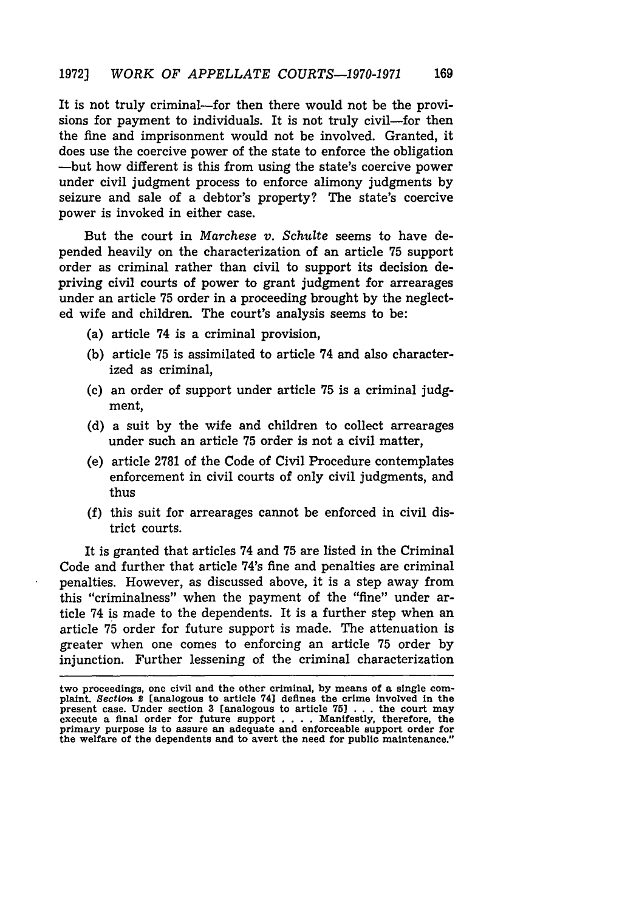It is not truly criminal—for then there would not be the provisions for payment to individuals. It is not truly civil—for then the fine and imprisonment would not be involved. Granted, it does use the coercive power of the state to enforce the obligation—but how different is this from using the state's coercive power under civil judgment process to enforce alimony judgments by seizure and sale of a debtor's property? The state's coercive power is invoked in either case.

But the court in *Marchese v. Schulte* seems to have depended heavily on the characterization of an article 75 support order as criminal rather than civil to support its decision depriving civil courts of power to grant judgment for arrearages under an article 75 order in a proceeding brought by the neglected wife and children. The court's analysis seems to be:

(a) article 74 is a criminal provision,

(b) article 75 is assimilated to article 74 and also characterized as criminal,

(c) an order of support under article 75 is a criminal judgment,

(d) a suit by the wife and children to collect arrearages under such an article 75 order is not a civil matter,

(e) article 2781 of the Code of Civil Procedure contemplates enforcement in civil courts of only civil judgments, and thus

(f) this suit for arrearages cannot be enforced in civil district courts.

It is granted that articles 74 and 75 are listed in the Criminal Code and further that article 74's fine and penalties are criminal penalties. However, as discussed above, it is a step away from this "criminalness" when the payment of the "fine" under article 74 is made to the dependents. It is a further step when an article 75 order for future support is made. The attenuation is greater when one comes to enforcing an article 75 order by injunction. Further lessening of the criminal characterization

---

two proceedings, one civil and the other criminal, by means of a single complaint. *Section 2* [analogous to article 74] defines the crime involved in the present case. Under section 3 [analogous to article 75] . . . the court may execute a final order for future support . . . . Manifestly, therefore, the primary purpose is to assure an adequate and enforceable support order for the welfare of the dependents and to avert the need for public maintenance."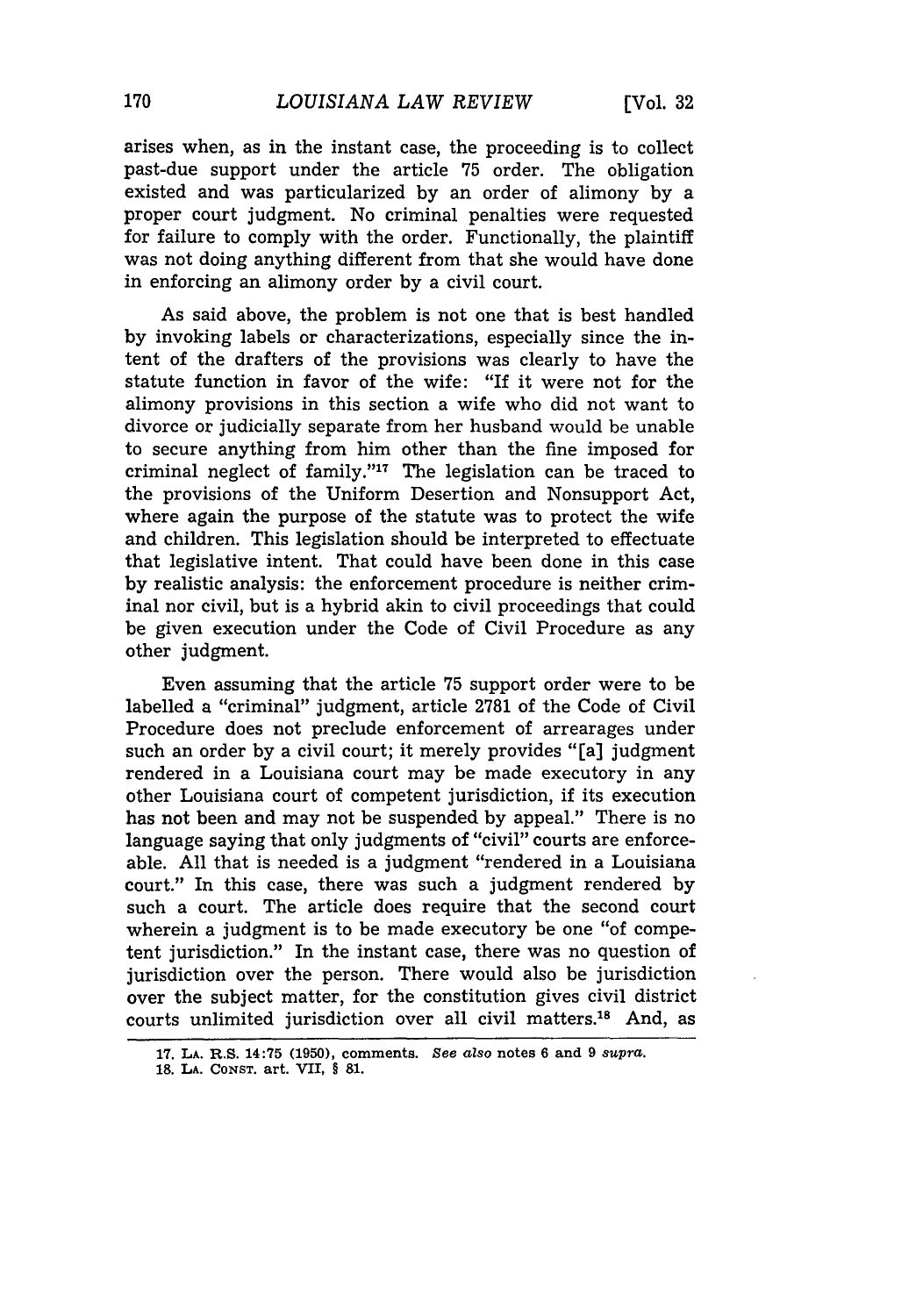arises when, as in the instant case, the proceeding is to collect past-due support under the article 75 order. The obligation existed and was particularized by an order of alimony by a proper court judgment. No criminal penalties were requested for failure to comply with the order. Functionally, the plaintiff was not doing anything different from that she would have done in enforcing an alimony order by a civil court.

As said above, the problem is not one that is best handled by invoking labels or characterizations, especially since the intent of the drafters of the provisions was clearly to have the statute function in favor of the wife: "If it were not for the alimony provisions in this section a wife who did not want to divorce or judicially separate from her husband would be unable to secure anything from him other than the fine imposed for criminal neglect of family."[17] The legislation can be traced to the provisions of the Uniform Desertion and Nonsupport Act, where again the purpose of the statute was to protect the wife and children. This legislation should be interpreted to effectuate that legislative intent. That could have been done in this case by realistic analysis: the enforcement procedure is neither criminal nor civil, but is a hybrid akin to civil proceedings that could be given execution under the Code of Civil Procedure as any other judgment.

Even assuming that the article 75 support order were to be labelled a "criminal" judgment, article 2781 of the Code of Civil Procedure does not preclude enforcement of arrearages under such an order by a civil court; it merely provides "[a] judgment rendered in a Louisiana court may be made executory in any other Louisiana court of competent jurisdiction, if its execution has not been and may not be suspended by appeal." There is no language saying that only judgments of "civil" courts are enforceable. All that is needed is a judgment "rendered in a Louisiana court." In this case, there was such a judgment rendered by such a court. The article does require that the second court wherein a judgment is to be made executory be one "of competent jurisdiction." In the instant case, there was no question of jurisdiction over the person. There would also be jurisdiction over the subject matter, for the constitution gives civil district courts unlimited jurisdiction over all civil matters.[18] And, as

---

17. LA. R.S. 14:75 (1950), comments. *See also* notes 6 and 9 *supra*.
18. LA. CONST. art. VII, § 81.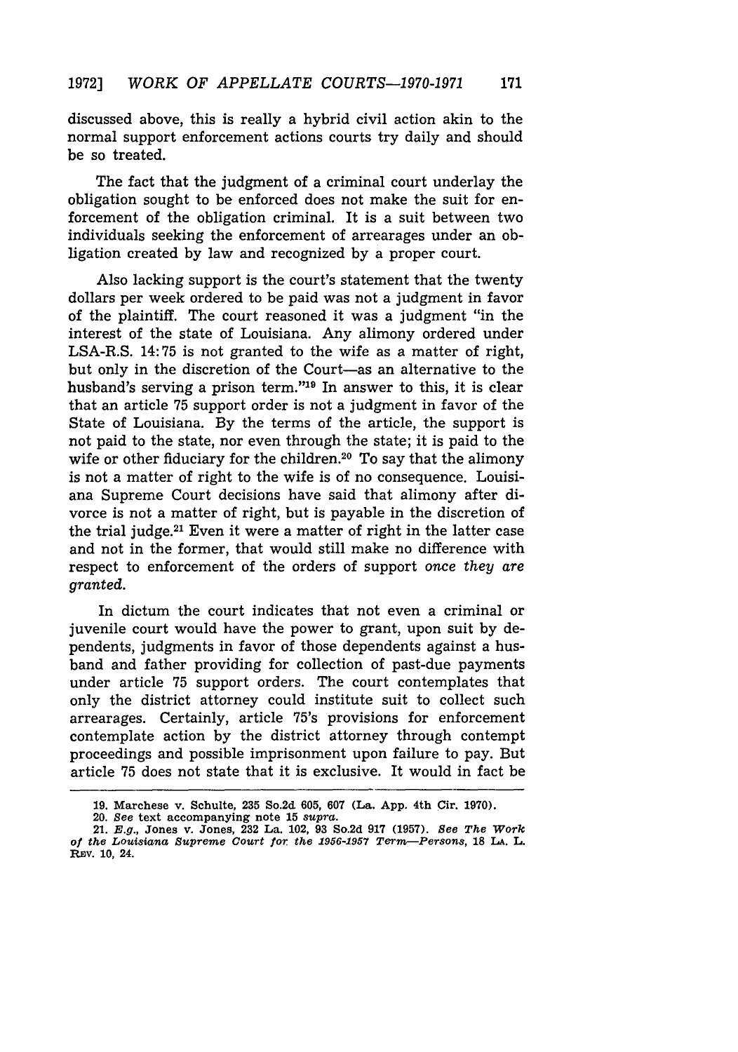discussed above, this is really a hybrid civil action akin to the normal support enforcement actions courts try daily and should be so treated.

The fact that the judgment of a criminal court underlay the obligation sought to be enforced does not make the suit for enforcement of the obligation criminal. It is a suit between two individuals seeking the enforcement of arrearages under an obligation created by law and recognized by a proper court.

Also lacking support is the court's statement that the twenty dollars per week ordered to be paid was not a judgment in favor of the plaintiff. The court reasoned it was a judgment "in the interest of the state of Louisiana. Any alimony ordered under LSA-R.S. 14:75 is not granted to the wife as a matter of right, but only in the discretion of the Court—as an alternative to the husband's serving a prison term."[19] In answer to this, it is clear that an article 75 support order is not a judgment in favor of the State of Louisiana. By the terms of the article, the support is not paid to the state, nor even through the state; it is paid to the wife or other fiduciary for the children.[20] To say that the alimony is not a matter of right to the wife is of no consequence. Louisiana Supreme Court decisions have said that alimony after divorce is not a matter of right, but is payable in the discretion of the trial judge.[21] Even it were a matter of right in the latter case and not in the former, that would still make no difference with respect to enforcement of the orders of support *once they are granted.*

In dictum the court indicates that not even a criminal or juvenile court would have the power to grant, upon suit by dependents, judgments in favor of those dependents against a husband and father providing for collection of past-due payments under article 75 support orders. The court contemplates that only the district attorney could institute suit to collect such arrearages. Certainly, article 75's provisions for enforcement contemplate action by the district attorney through contempt proceedings and possible imprisonment upon failure to pay. But article 75 does not state that it is exclusive. It would in fact be

---

19. Marchese v. Schulte, 235 So.2d 605, 607 (La. App. 4th Cir. 1970).

20. *See* text accompanying note 15 *supra*.

21. *E.g.*, Jones v. Jones, 232 La. 102, 93 So.2d 917 (1957). *See The Work of the Louisiana Supreme Court for the 1956-1957 Term—Persons*, 18 LA. L. REV. 10, 24.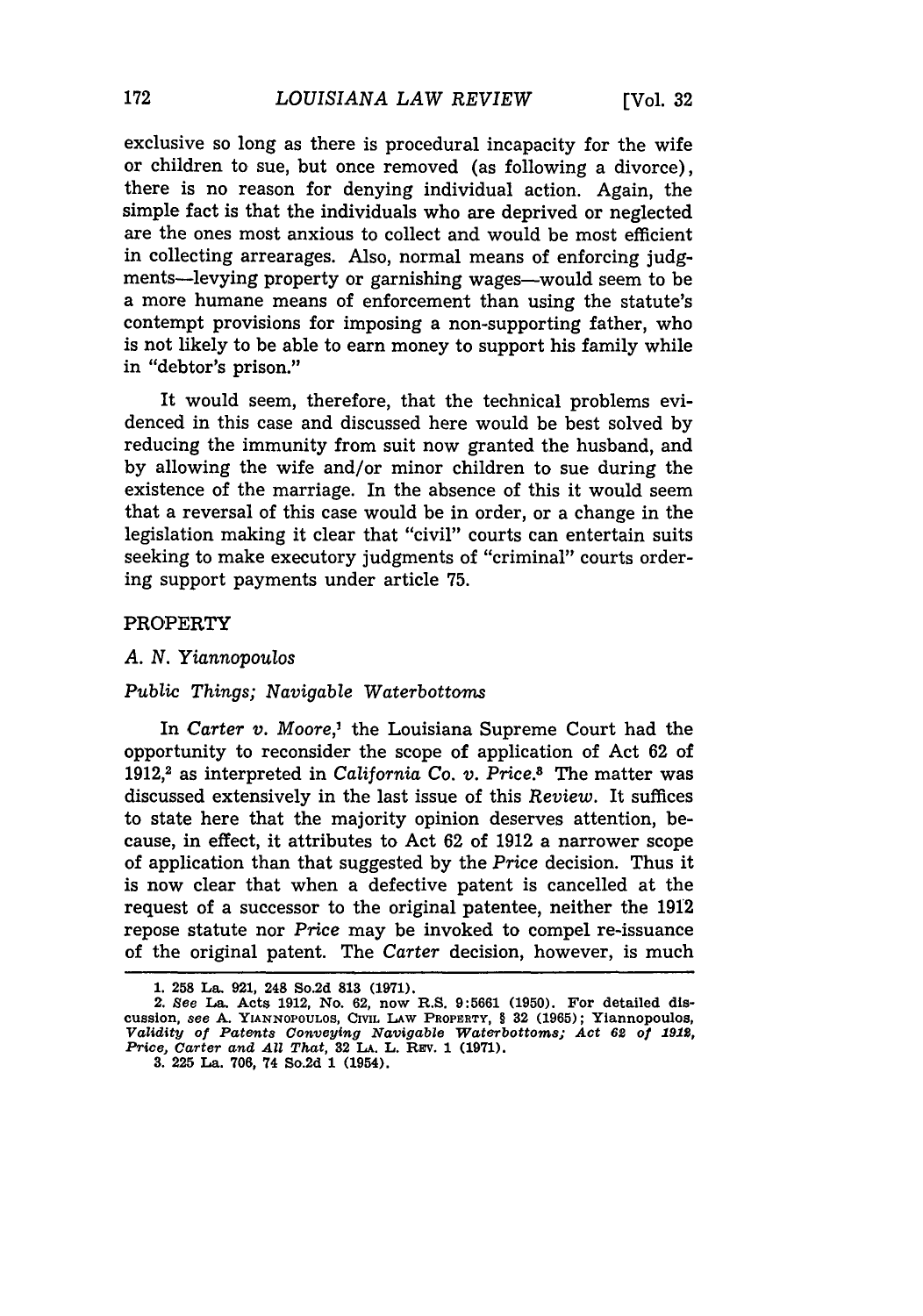exclusive so long as there is procedural incapacity for the wife or children to sue, but once removed (as following a divorce), there is no reason for denying individual action. Again, the simple fact is that the individuals who are deprived or neglected are the ones most anxious to collect and would be most efficient in collecting arrearages. Also, normal means of enforcing judgments—levying property or garnishing wages—would seem to be a more humane means of enforcement than using the statute's contempt provisions for imposing a non-supporting father, who is not likely to be able to earn money to support his family while in "debtor's prison."

It would seem, therefore, that the technical problems evidenced in this case and discussed here would be best solved by reducing the immunity from suit now granted the husband, and by allowing the wife and/or minor children to sue during the existence of the marriage. In the absence of this it would seem that a reversal of this case would be in order, or a change in the legislation making it clear that "civil" courts can entertain suits seeking to make executory judgments of "criminal" courts ordering support payments under article 75.

## PROPERTY

*A. N. Yiannopoulos*

### *Public Things; Navigable Waterbottoms*

In *Carter v. Moore*,[1] the Louisiana Supreme Court had the opportunity to reconsider the scope of application of Act 62 of 1912,[2] as interpreted in *California Co. v. Price*.[3] The matter was discussed extensively in the last issue of this *Review*. It suffices to state here that the majority opinion deserves attention, because, in effect, it attributes to Act 62 of 1912 a narrower scope of application than that suggested by the *Price* decision. Thus it is now clear that when a defective patent is cancelled at the request of a successor to the original patentee, neither the 1912 repose statute nor *Price* may be invoked to compel re-issuance of the original patent. The *Carter* decision, however, is much

---

1. 258 La. 921, 248 So.2d 813 (1971).

2. *See* La. Acts 1912, No. 62, now R.S. 9:5661 (1950). For detailed discussion, *see* A. YIANNOPOULOS, CIVIL LAW PROPERTY, § 32 (1965); Yiannopoulos, *Validity of Patents Conveying Navigable Waterbottoms; Act 62 of 1912, Price, Carter and All That*, 32 LA. L. REV. 1 (1971).

3. 225 La. 706, 74 So.2d 1 (1954).